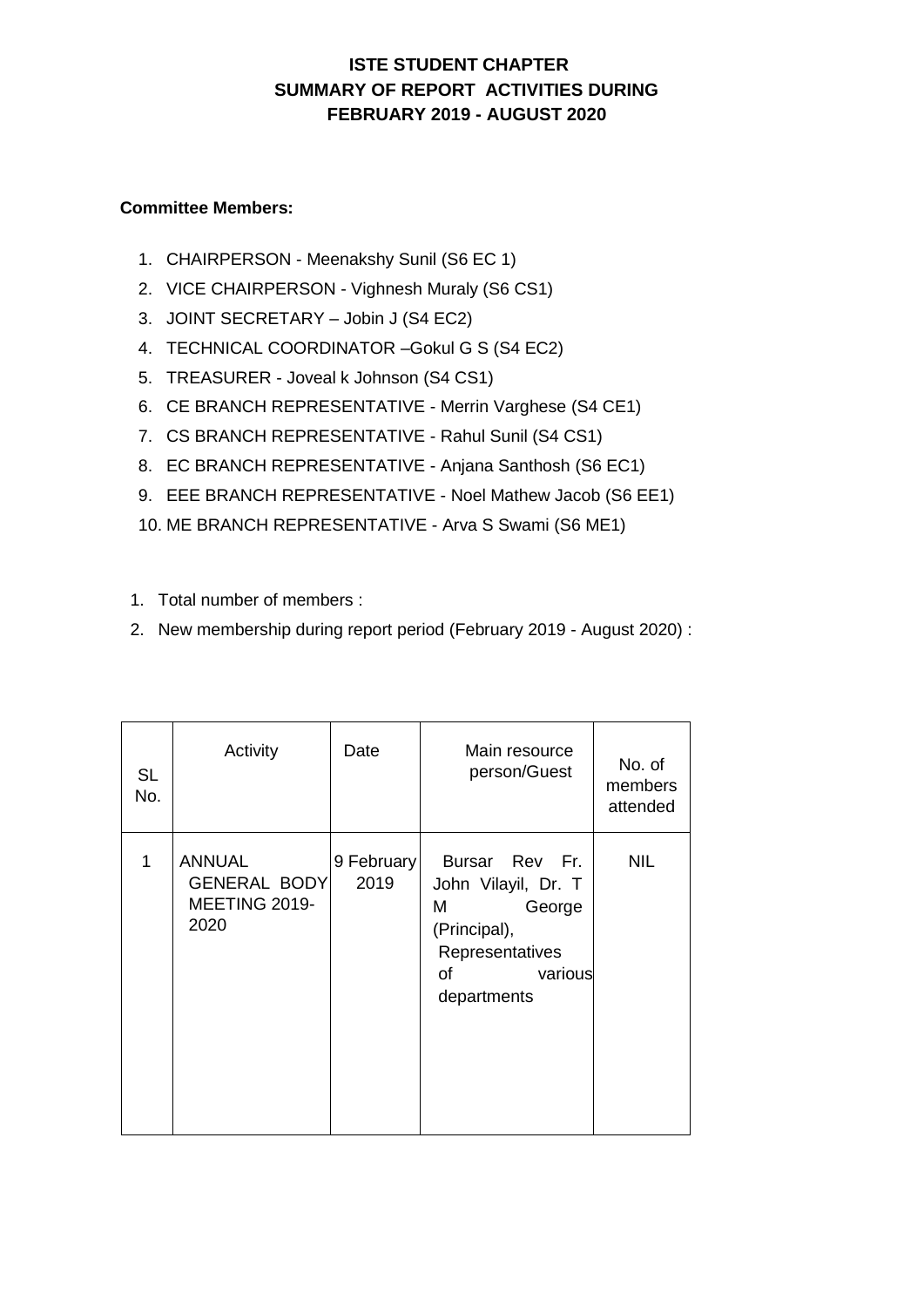# ISTE STUDENT CHAPTER
## SUMMARY OF REPORT ACTIVITIES DURING
## FEBRUARY 2019 - AUGUST 2020

**Committee Members:**

1. CHAIRPERSON - Meenakshy Sunil (S6 EC 1)
2. VICE CHAIRPERSON - Vighnesh Muraly (S6 CS1)
3. JOINT SECRETARY – Jobin J (S4 EC2)
4. TECHNICAL COORDINATOR –Gokul G S (S4 EC2)
5. TREASURER - Joveal k Johnson (S4 CS1)
6. CE BRANCH REPRESENTATIVE - Merrin Varghese (S4 CE1)
7. CS BRANCH REPRESENTATIVE - Rahul Sunil (S4 CS1)
8. EC BRANCH REPRESENTATIVE - Anjana Santhosh (S6 EC1)
9. EEE BRANCH REPRESENTATIVE - Noel Mathew Jacob (S6 EE1)
10. ME BRANCH REPRESENTATIVE - Arva S Swami (S6 ME1)

1. Total number of members :
2. New membership during report period (February 2019 - August 2020) :

| SL No. | Activity | Date | Main resource person/Guest | No. of members attended |
|---|---|---|---|---|
| 1 | ANNUAL GENERAL BODY MEETING 2019-2020 | 9 February 2019 | Bursar Rev Fr. John Vilayil, Dr. T M George (Principal), Representatives of various departments | NIL |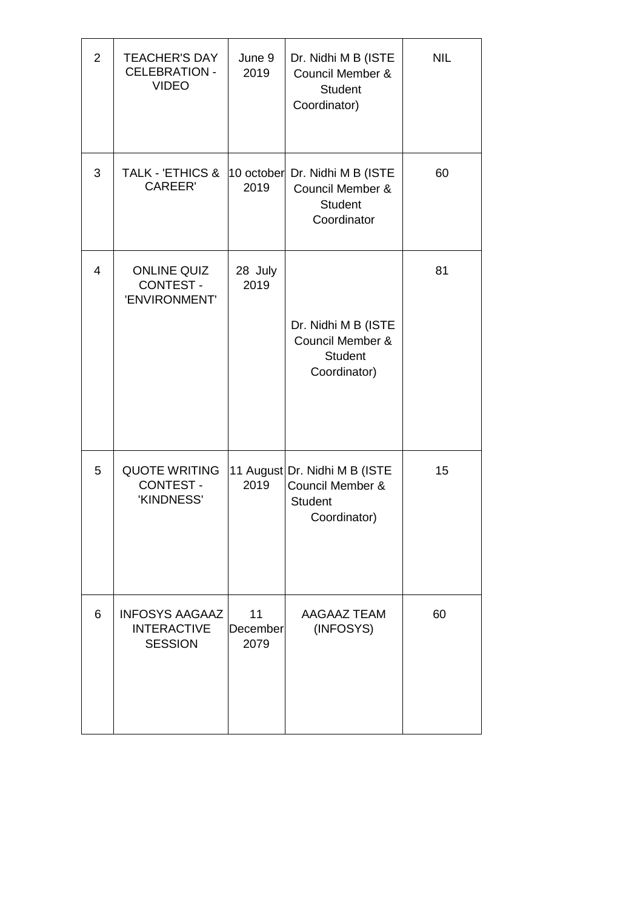| | | | | |
|---|---|---|---|---|
| 2 | TEACHER'S DAY CELEBRATION - VIDEO | June 9 2019 | Dr. Nidhi M B (ISTE Council Member & Student Coordinator) | NIL |
| 3 | TALK - 'ETHICS & CAREER' | 10 october 2019 | Dr. Nidhi M B (ISTE Council Member & Student Coordinator | 60 |
| 4 | ONLINE QUIZ CONTEST - 'ENVIRONMENT' | 28 July 2019 | Dr. Nidhi M B (ISTE Council Member & Student Coordinator) | 81 |
| 5 | QUOTE WRITING CONTEST - 'KINDNESS' | 11 August 2019 | Dr. Nidhi M B (ISTE Council Member & Student Coordinator) | 15 |
| 6 | INFOSYS AAGAAZ INTERACTIVE SESSION | 11 December 2079 | AAGAAZ TEAM (INFOSYS) | 60 |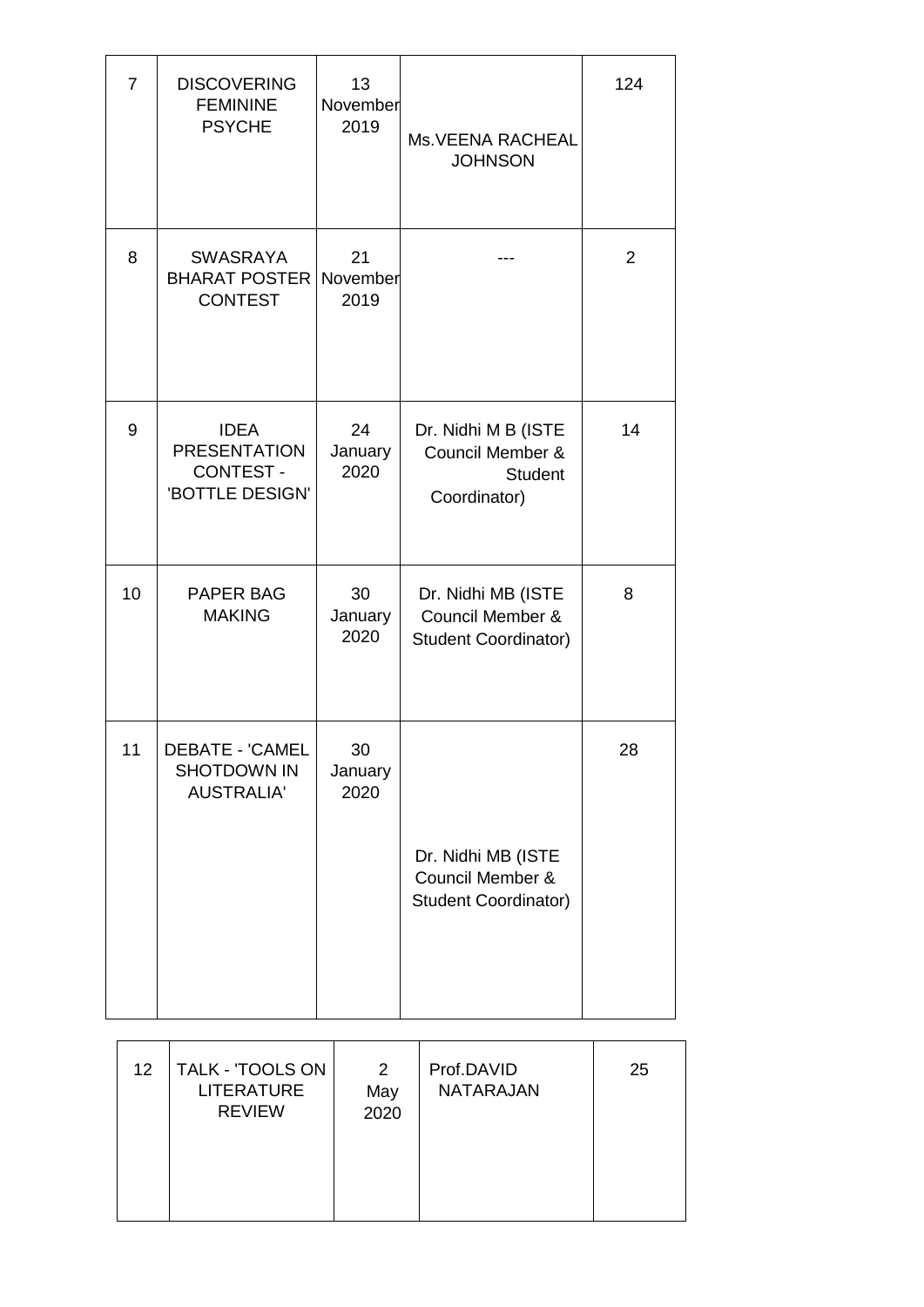| 7 | DISCOVERING FEMININE PSYCHE | 13 November 2019 | Ms.VEENA RACHEAL JOHNSON | 124 |
|---|---|---|---|---|
| 8 | SWASRAYA BHARAT POSTER CONTEST | 21 November 2019 | --- | 2 |
| 9 | IDEA PRESENTATION CONTEST - 'BOTTLE DESIGN' | 24 January 2020 | Dr. Nidhi M B (ISTE Council Member & Student Coordinator) | 14 |
| 10 | PAPER BAG MAKING | 30 January 2020 | Dr. Nidhi MB (ISTE Council Member & Student Coordinator) | 8 |
| 11 | DEBATE - 'CAMEL SHOTDOWN IN AUSTRALIA' | 30 January 2020 | Dr. Nidhi MB (ISTE Council Member & Student Coordinator) | 28 |
| 12 | TALK - 'TOOLS ON LITERATURE REVIEW | 2 May 2020 | Prof.DAVID NATARAJAN | 25 |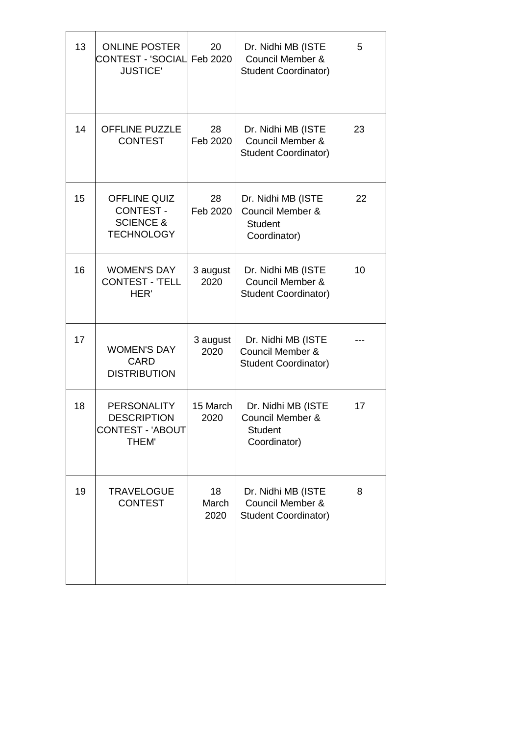| 13 | ONLINE POSTER CONTEST - 'SOCIAL JUSTICE' | 20 Feb 2020 | Dr. Nidhi MB (ISTE Council Member & Student Coordinator) | 5 |
|---|---|---|---|---|
| 14 | OFFLINE PUZZLE CONTEST | 28 Feb 2020 | Dr. Nidhi MB (ISTE Council Member & Student Coordinator) | 23 |
| 15 | OFFLINE QUIZ CONTEST - SCIENCE & TECHNOLOGY | 28 Feb 2020 | Dr. Nidhi MB (ISTE Council Member & Student Coordinator) | 22 |
| 16 | WOMEN'S DAY CONTEST - 'TELL HER' | 3 august 2020 | Dr. Nidhi MB (ISTE Council Member & Student Coordinator) | 10 |
| 17 | WOMEN'S DAY CARD DISTRIBUTION | 3 august 2020 | Dr. Nidhi MB (ISTE Council Member & Student Coordinator) | --- |
| 18 | PERSONALITY DESCRIPTION CONTEST - 'ABOUT THEM' | 15 March 2020 | Dr. Nidhi MB (ISTE Council Member & Student Coordinator) | 17 |
| 19 | TRAVELOGUE CONTEST | 18 March 2020 | Dr. Nidhi MB (ISTE Council Member & Student Coordinator) | 8 |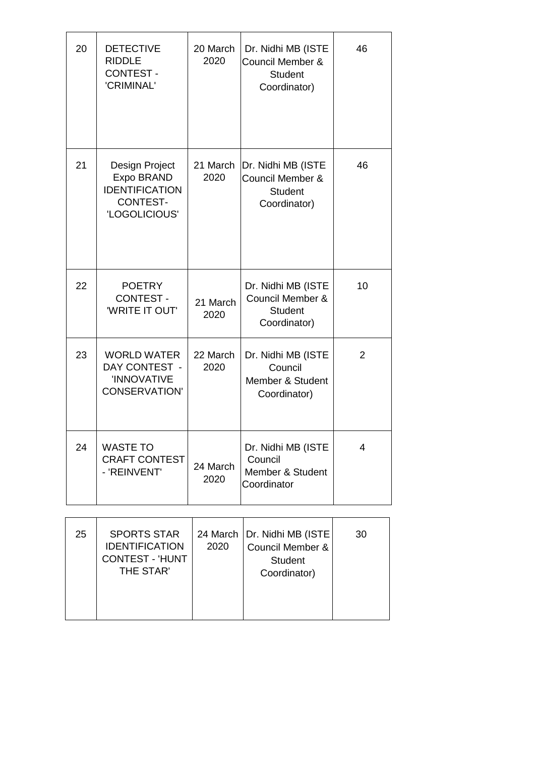| | | | | |
|---|---|---|---|---|
| 20 | DETECTIVE RIDDLE CONTEST - 'CRIMINAL' | 20 March 2020 | Dr. Nidhi MB (ISTE Council Member & Student Coordinator) | 46 |
| 21 | Design Project Expo BRAND IDENTIFICATION CONTEST- 'LOGOLICIOUS' | 21 March 2020 | Dr. Nidhi MB (ISTE Council Member & Student Coordinator) | 46 |
| 22 | POETRY CONTEST - 'WRITE IT OUT' | 21 March 2020 | Dr. Nidhi MB (ISTE Council Member & Student Coordinator) | 10 |
| 23 | WORLD WATER DAY CONTEST - 'INNOVATIVE CONSERVATION' | 22 March 2020 | Dr. Nidhi MB (ISTE Council Member & Student Coordinator) | 2 |
| 24 | WASTE TO CRAFT CONTEST - 'REINVENT' | 24 March 2020 | Dr. Nidhi MB (ISTE Council Member & Student Coordinator | 4 |
| 25 | SPORTS STAR IDENTIFICATION CONTEST - 'HUNT THE STAR' | 24 March 2020 | Dr. Nidhi MB (ISTE Council Member & Student Coordinator) | 30 |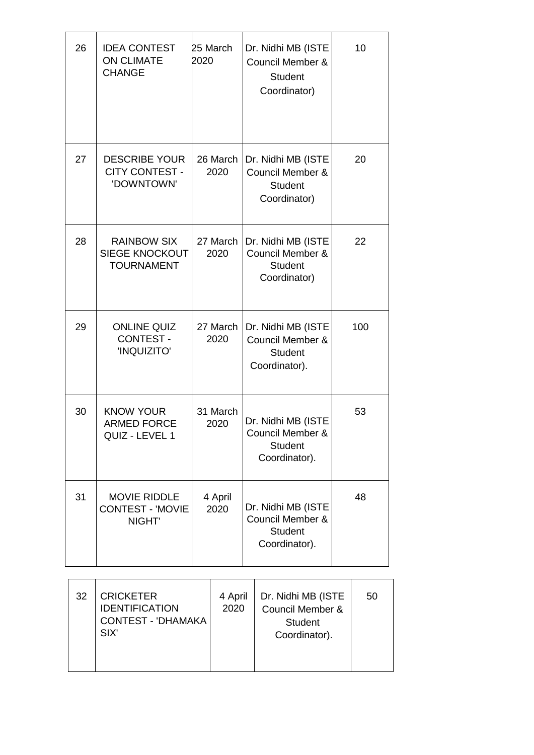| 26 | IDEA CONTEST ON CLIMATE CHANGE | 25 March 2020 | Dr. Nidhi MB (ISTE Council Member & Student Coordinator) | 10 |
|---|---|---|---|---|
| 27 | DESCRIBE YOUR CITY CONTEST - 'DOWNTOWN' | 26 March 2020 | Dr. Nidhi MB (ISTE Council Member & Student Coordinator) | 20 |
| 28 | RAINBOW SIX SIEGE KNOCKOUT TOURNAMENT | 27 March 2020 | Dr. Nidhi MB (ISTE Council Member & Student Coordinator) | 22 |
| 29 | ONLINE QUIZ CONTEST - 'INQUIZITO' | 27 March 2020 | Dr. Nidhi MB (ISTE Council Member & Student Coordinator). | 100 |
| 30 | KNOW YOUR ARMED FORCE QUIZ - LEVEL 1 | 31 March 2020 | Dr. Nidhi MB (ISTE Council Member & Student Coordinator). | 53 |
| 31 | MOVIE RIDDLE CONTEST - 'MOVIE NIGHT' | 4 April 2020 | Dr. Nidhi MB (ISTE Council Member & Student Coordinator). | 48 |
| 32 | CRICKETER IDENTIFICATION CONTEST - 'DHAMAKA SIX' | 4 April 2020 | Dr. Nidhi MB (ISTE Council Member & Student Coordinator). | 50 |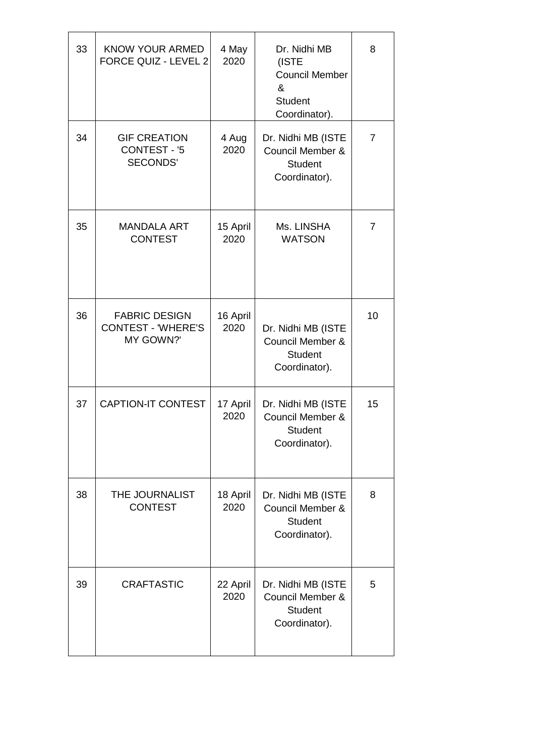| 33 | KNOW YOUR ARMED FORCE QUIZ - LEVEL 2 | 4 May 2020 | Dr. Nidhi MB (ISTE Council Member & Student Coordinator). | 8 |
|---|---|---|---|---|
| 34 | GIF CREATION CONTEST - '5 SECONDS' | 4 Aug 2020 | Dr. Nidhi MB (ISTE Council Member & Student Coordinator). | 7 |
| 35 | MANDALA ART CONTEST | 15 April 2020 | Ms. LINSHA WATSON | 7 |
| 36 | FABRIC DESIGN CONTEST - 'WHERE'S MY GOWN?' | 16 April 2020 | Dr. Nidhi MB (ISTE Council Member & Student Coordinator). | 10 |
| 37 | CAPTION-IT CONTEST | 17 April 2020 | Dr. Nidhi MB (ISTE Council Member & Student Coordinator). | 15 |
| 38 | THE JOURNALIST CONTEST | 18 April 2020 | Dr. Nidhi MB (ISTE Council Member & Student Coordinator). | 8 |
| 39 | CRAFTASTIC | 22 April 2020 | Dr. Nidhi MB (ISTE Council Member & Student Coordinator). | 5 |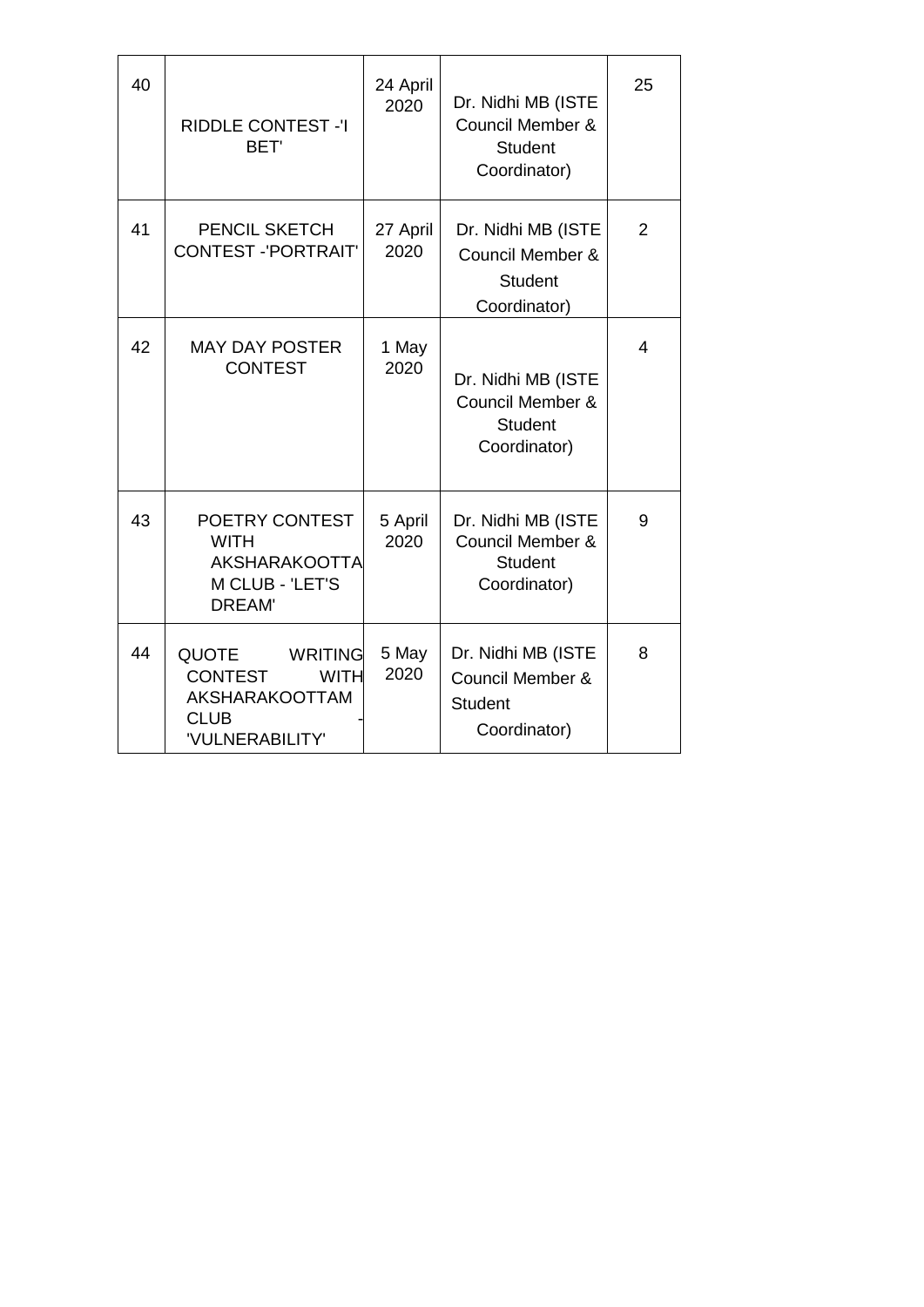| | | | | |
|---|---|---|---|---|
| 40 | RIDDLE CONTEST -'I BET' | 24 April 2020 | Dr. Nidhi MB (ISTE Council Member & Student Coordinator) | 25 |
| 41 | PENCIL SKETCH CONTEST -'PORTRAIT' | 27 April 2020 | Dr. Nidhi MB (ISTE Council Member & Student Coordinator) | 2 |
| 42 | MAY DAY POSTER CONTEST | 1 May 2020 | Dr. Nidhi MB (ISTE Council Member & Student Coordinator) | 4 |
| 43 | POETRY CONTEST WITH AKSHARAKOOTTAM CLUB - 'LET'S DREAM' | 5 April 2020 | Dr. Nidhi MB (ISTE Council Member & Student Coordinator) | 9 |
| 44 | QUOTE WRITING CONTEST WITH AKSHARAKOOTTAM CLUB - 'VULNERABILITY' | 5 May 2020 | Dr. Nidhi MB (ISTE Council Member & Student Coordinator) | 8 |